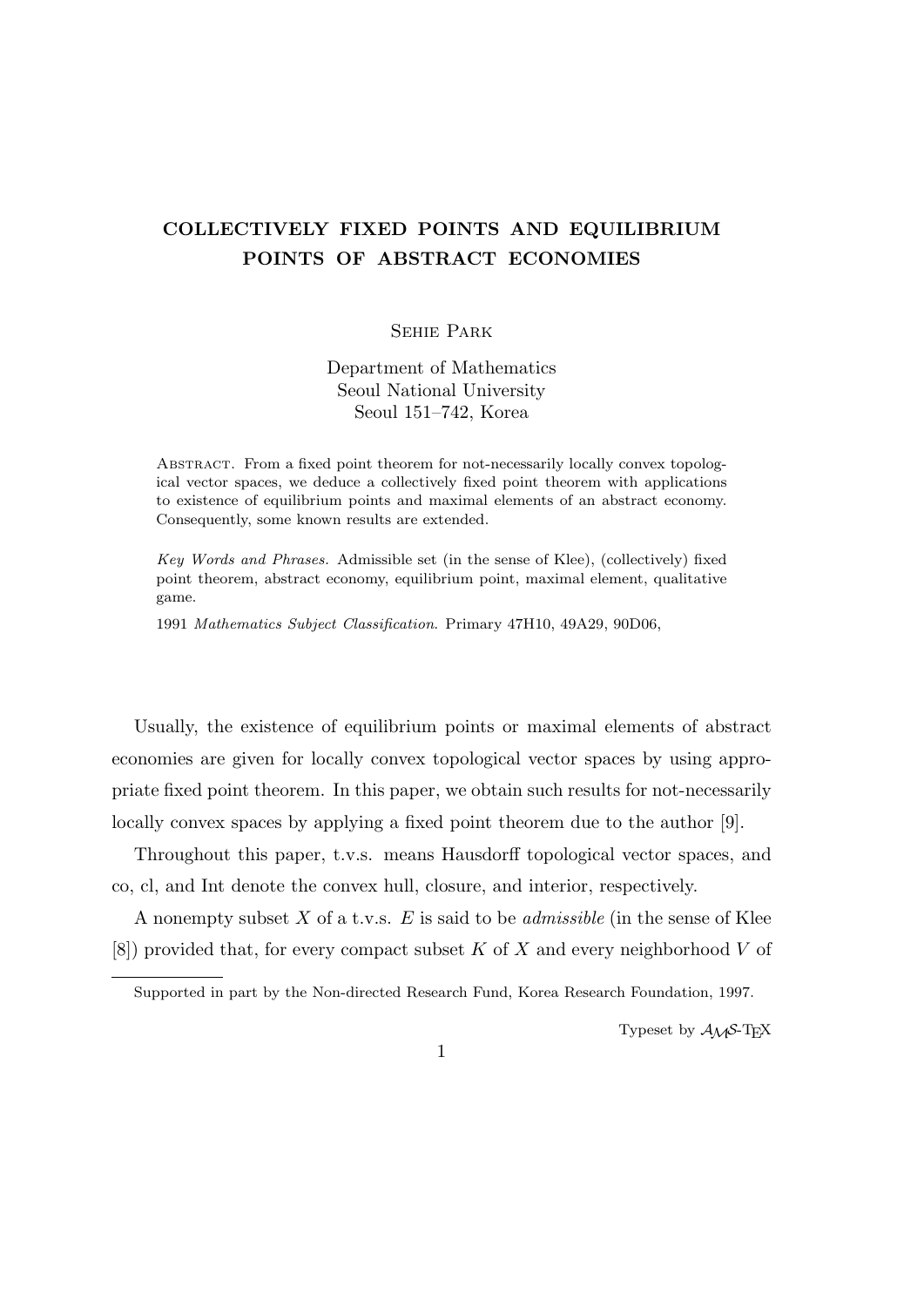# COLLECTIVELY FIXED POINTS AND EQUILIBRIUM POINTS OF ABSTRACT ECONOMIES

Sehie Park

Department of Mathematics
Seoul National University
Seoul 151–742, Korea

Abstract. From a fixed point theorem for not-necessarily locally convex topological vector spaces, we deduce a collectively fixed point theorem with applications to existence of equilibrium points and maximal elements of an abstract economy. Consequently, some known results are extended.

*Key Words and Phrases.* Admissible set (in the sense of Klee), (collectively) fixed point theorem, abstract economy, equilibrium point, maximal element, qualitative game.

1991 *Mathematics Subject Classification.* Primary 47H10, 49A29, 90D06,

Usually, the existence of equilibrium points or maximal elements of abstract economies are given for locally convex topological vector spaces by using appropriate fixed point theorem. In this paper, we obtain such results for not-necessarily locally convex spaces by applying a fixed point theorem due to the author [9].

Throughout this paper, t.v.s. means Hausdorff topological vector spaces, and co, cl, and Int denote the convex hull, closure, and interior, respectively.

A nonempty subset $X$ of a t.v.s. $E$ is said to be *admissible* (in the sense of Klee [8]) provided that, for every compact subset $K$ of $X$ and every neighborhood $V$ of

Supported in part by the Non-directed Research Fund, Korea Research Foundation, 1997.

Typeset by $\mathcal{A}_{\mathcal{M}}\mathcal{S}$-TEX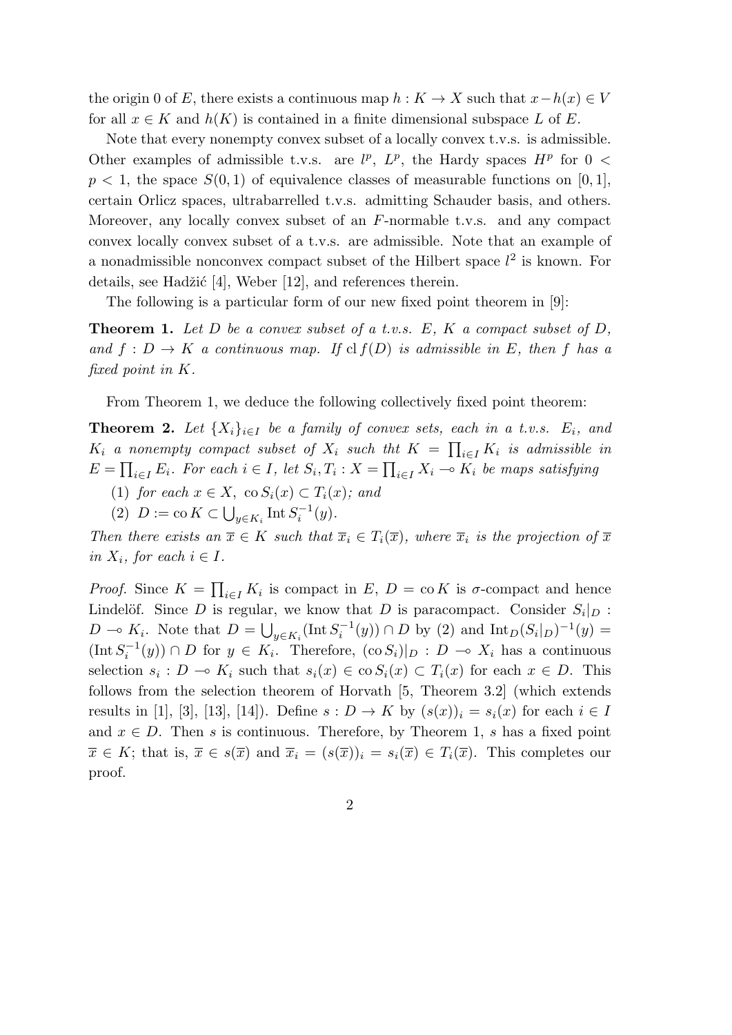the origin 0 of $E$, there exists a continuous map $h : K \to X$ such that $x - h(x) \in V$ for all $x \in K$ and $h(K)$ is contained in a finite dimensional subspace $L$ of $E$.

Note that every nonempty convex subset of a locally convex t.v.s. is admissible. Other examples of admissible t.v.s. are $l^p$, $L^p$, the Hardy spaces $H^p$ for $0 < p < 1$, the space $S(0,1)$ of equivalence classes of measurable functions on $[0,1]$, certain Orlicz spaces, ultrabarrelled t.v.s. admitting Schauder basis, and others. Moreover, any locally convex subset of an $F$-normable t.v.s. and any compact convex locally convex subset of a t.v.s. are admissible. Note that an example of a nonadmissible nonconvex compact subset of the Hilbert space $l^2$ is known. For details, see Hadžić [4], Weber [12], and references therein.

The following is a particular form of our new fixed point theorem in [9]:

**Theorem 1.** *Let $D$ be a convex subset of a t.v.s. $E$, $K$ a compact subset of $D$, and $f : D \to K$ a continuous map. If $\operatorname{cl} f(D)$ is admissible in $E$, then $f$ has a fixed point in $K$.*

From Theorem 1, we deduce the following collectively fixed point theorem:

**Theorem 2.** *Let $\{X_i\}_{i \in I}$ be a family of convex sets, each in a t.v.s. $E_i$, and $K_i$ a nonempty compact subset of $X_i$ such tht $K = \prod_{i \in I} K_i$ is admissible in $E = \prod_{i \in I} E_i$. For each $i \in I$, let $S_i, T_i : X = \prod_{i \in I} X_i \multimap K_i$ be maps satisfying*

(1) *for each $x \in X$, $\operatorname{co} S_i(x) \subset T_i(x)$; and*

(2) *$D := \operatorname{co} K \subset \bigcup_{y \in K_i} \operatorname{Int} S_i^{-1}(y)$.*

*Then there exists an $\overline{x} \in K$ such that $\overline{x}_i \in T_i(\overline{x})$, where $\overline{x}_i$ is the projection of $\overline{x}$ in $X_i$, for each $i \in I$.*

*Proof.* Since $K = \prod_{i \in I} K_i$ is compact in $E$, $D = \operatorname{co} K$ is $\sigma$-compact and hence Lindelöf. Since $D$ is regular, we know that $D$ is paracompact. Consider $S_i|_D : D \multimap K_i$. Note that $D = \bigcup_{y \in K_i} (\operatorname{Int} S_i^{-1}(y)) \cap D$ by (2) and $\operatorname{Int}_D (S_i|_D)^{-1}(y) = (\operatorname{Int} S_i^{-1}(y)) \cap D$ for $y \in K_i$. Therefore, $(\operatorname{co} S_i)|_D : D \multimap X_i$ has a continuous selection $s_i : D \multimap K_i$ such that $s_i(x) \in \operatorname{co} S_i(x) \subset T_i(x)$ for each $x \in D$. This follows from the selection theorem of Horvath [5, Theorem 3.2] (which extends results in [1], [3], [13], [14]). Define $s : D \to K$ by $(s(x))_i = s_i(x)$ for each $i \in I$ and $x \in D$. Then $s$ is continuous. Therefore, by Theorem 1, $s$ has a fixed point $\overline{x} \in K$; that is, $\overline{x} \in s(\overline{x})$ and $\overline{x}_i = (s(\overline{x}))_i = s_i(\overline{x}) \in T_i(\overline{x})$. This completes our proof.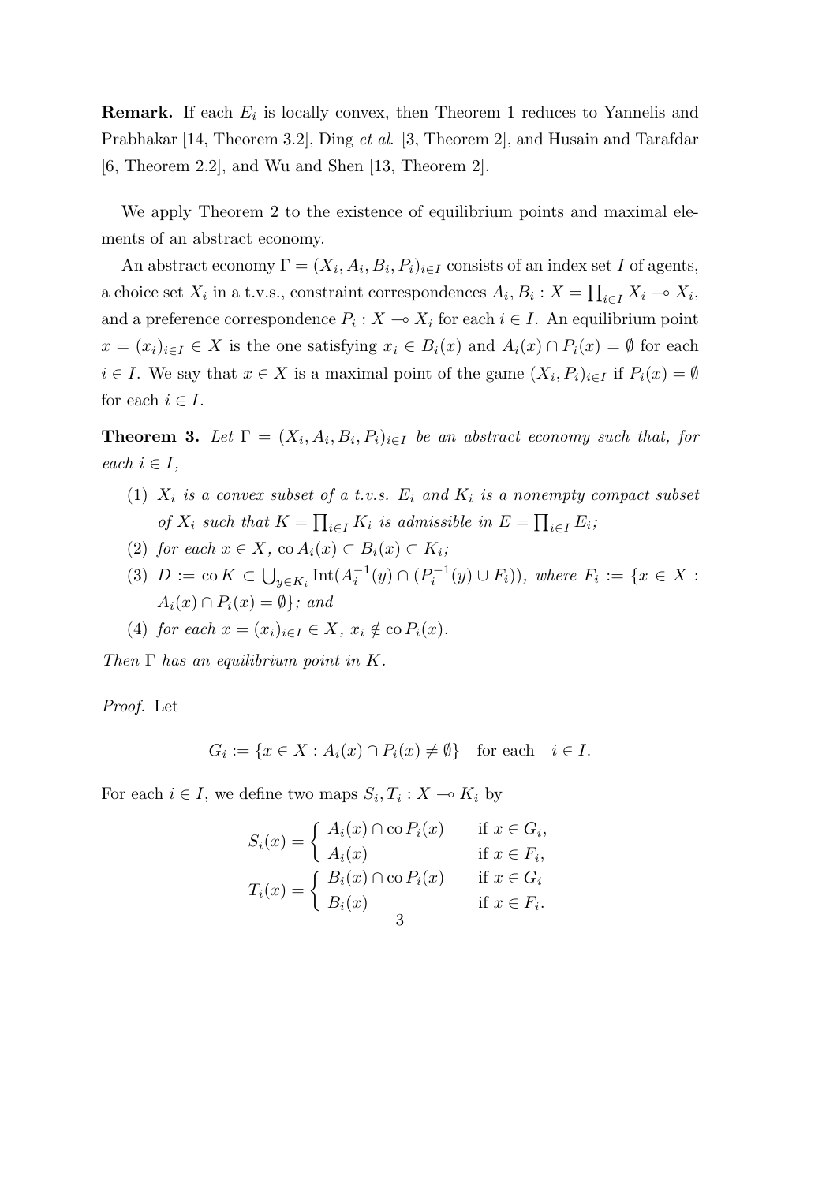**Remark.** If each $E_i$ is locally convex, then Theorem 1 reduces to Yannelis and Prabhakar [14, Theorem 3.2], Ding *et al.* [3, Theorem 2], and Husain and Tarafdar [6, Theorem 2.2], and Wu and Shen [13, Theorem 2].

We apply Theorem 2 to the existence of equilibrium points and maximal elements of an abstract economy.

An abstract economy $\Gamma = (X_i, A_i, B_i, P_i)_{i \in I}$ consists of an index set $I$ of agents, a choice set $X_i$ in a t.v.s., constraint correspondences $A_i, B_i : X = \prod_{i \in I} X_i \multimap X_i$, and a preference correspondence $P_i : X \multimap X_i$ for each $i \in I$. An equilibrium point $x = (x_i)_{i \in I} \in X$ is the one satisfying $x_i \in B_i(x)$ and $A_i(x) \cap P_i(x) = \emptyset$ for each $i \in I$. We say that $x \in X$ is a maximal point of the game $(X_i, P_i)_{i \in I}$ if $P_i(x) = \emptyset$ for each $i \in I$.

**Theorem 3.** *Let $\Gamma = (X_i, A_i, B_i, P_i)_{i \in I}$ be an abstract economy such that, for each $i \in I$,*

1. *$X_i$ is a convex subset of a t.v.s. $E_i$ and $K_i$ is a nonempty compact subset of $X_i$ such that $K = \prod_{i \in I} K_i$ is admissible in $E = \prod_{i \in I} E_i$;*
2. *for each $x \in X$, $\operatorname{co} A_i(x) \subset B_i(x) \subset K_i$;*
3. *$D := \operatorname{co} K \subset \bigcup_{y \in K_i} \operatorname{Int}(A_i^{-1}(y) \cap (P_i^{-1}(y) \cup F_i))$, where $F_i := \{x \in X : A_i(x) \cap P_i(x) = \emptyset\}$; and*
4. *for each $x = (x_i)_{i \in I} \in X$, $x_i \notin \operatorname{co} P_i(x)$.*

*Then $\Gamma$ has an equilibrium point in $K$.*

*Proof.* Let

$$G_i := \{x \in X : A_i(x) \cap P_i(x) \neq \emptyset\} \quad \text{for each} \quad i \in I.$$

For each $i \in I$, we define two maps $S_i, T_i : X \multimap K_i$ by

$$S_i(x) = \begin{cases} A_i(x) \cap \operatorname{co} P_i(x) & \text{if } x \in G_i, \\ A_i(x) & \text{if } x \in F_i, \end{cases}$$

$$T_i(x) = \begin{cases} B_i(x) \cap \operatorname{co} P_i(x) & \text{if } x \in G_i \\ B_i(x) & \text{if } x \in F_i. \end{cases}$$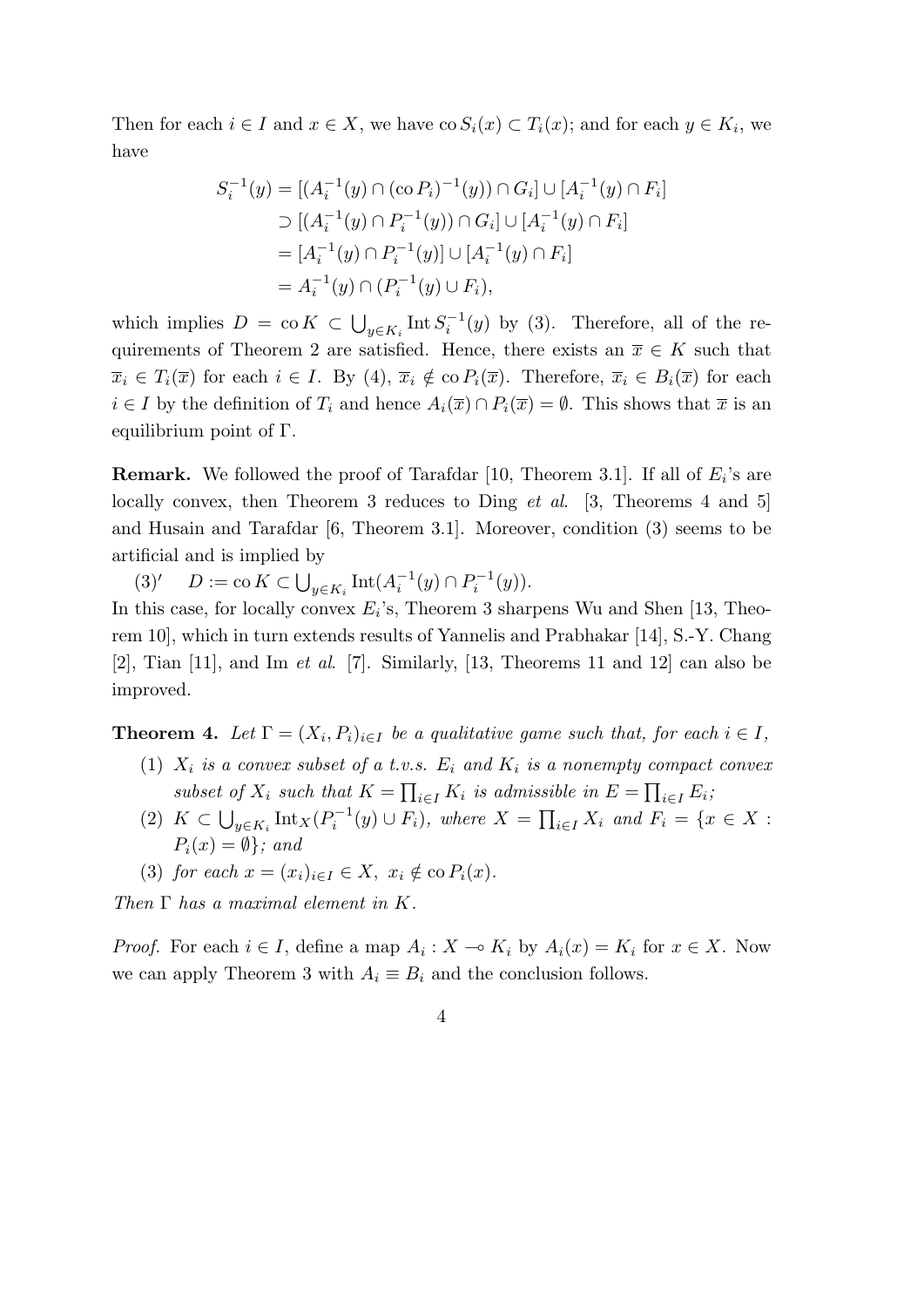Then for each $i \in I$ and $x \in X$, we have $\operatorname{co} S_i(x) \subset T_i(x)$; and for each $y \in K_i$, we have

$$
\begin{aligned}
S_i^{-1}(y) &= [(A_i^{-1}(y) \cap (\operatorname{co} P_i)^{-1}(y)) \cap G_i] \cup [A_i^{-1}(y) \cap F_i] \\
&\supset [(A_i^{-1}(y) \cap P_i^{-1}(y)) \cap G_i] \cup [A_i^{-1}(y) \cap F_i] \\
&= [A_i^{-1}(y) \cap P_i^{-1}(y)] \cup [A_i^{-1}(y) \cap F_i] \\
&= A_i^{-1}(y) \cap (P_i^{-1}(y) \cup F_i),
\end{aligned}
$$

which implies $D = \operatorname{co} K \subset \bigcup_{y \in K_i} \operatorname{Int} S_i^{-1}(y)$ by (3). Therefore, all of the requirements of Theorem 2 are satisfied. Hence, there exists an $\overline{x} \in K$ such that $\overline{x}_i \in T_i(\overline{x})$ for each $i \in I$. By (4), $\overline{x}_i \notin \operatorname{co} P_i(\overline{x})$. Therefore, $\overline{x}_i \in B_i(\overline{x})$ for each $i \in I$ by the definition of $T_i$ and hence $A_i(\overline{x}) \cap P_i(\overline{x}) = \emptyset$. This shows that $\overline{x}$ is an equilibrium point of $\Gamma$.

**Remark.** We followed the proof of Tarafdar [10, Theorem 3.1]. If all of $E_i$'s are locally convex, then Theorem 3 reduces to Ding *et al.* [3, Theorems 4 and 5] and Husain and Tarafdar [6, Theorem 3.1]. Moreover, condition (3) seems to be artificial and is implied by

(3)′ $\quad D := \operatorname{co} K \subset \bigcup_{y \in K_i} \operatorname{Int}(A_i^{-1}(y) \cap P_i^{-1}(y))$.

In this case, for locally convex $E_i$'s, Theorem 3 sharpens Wu and Shen [13, Theorem 10], which in turn extends results of Yannelis and Prabhakar [14], S.-Y. Chang [2], Tian [11], and Im *et al.* [7]. Similarly, [13, Theorems 11 and 12] can also be improved.

**Theorem 4.** *Let $\Gamma = (X_i, P_i)_{i \in I}$ be a qualitative game such that, for each $i \in I$,*

(1) *$X_i$ is a convex subset of a t.v.s. $E_i$ and $K_i$ is a nonempty compact convex subset of $X_i$ such that $K = \prod_{i \in I} K_i$ is admissible in $E = \prod_{i \in I} E_i$;*

(2) *$K \subset \bigcup_{y \in K_i} \operatorname{Int}_X(P_i^{-1}(y) \cup F_i)$, where $X = \prod_{i \in I} X_i$ and $F_i = \{x \in X : P_i(x) = \emptyset\}$; and*

(3) *for each $x = (x_i)_{i \in I} \in X$, $x_i \notin \operatorname{co} P_i(x)$.*

*Then $\Gamma$ has a maximal element in $K$.*

*Proof.* For each $i \in I$, define a map $A_i : X \multimap K_i$ by $A_i(x) = K_i$ for $x \in X$. Now we can apply Theorem 3 with $A_i \equiv B_i$ and the conclusion follows.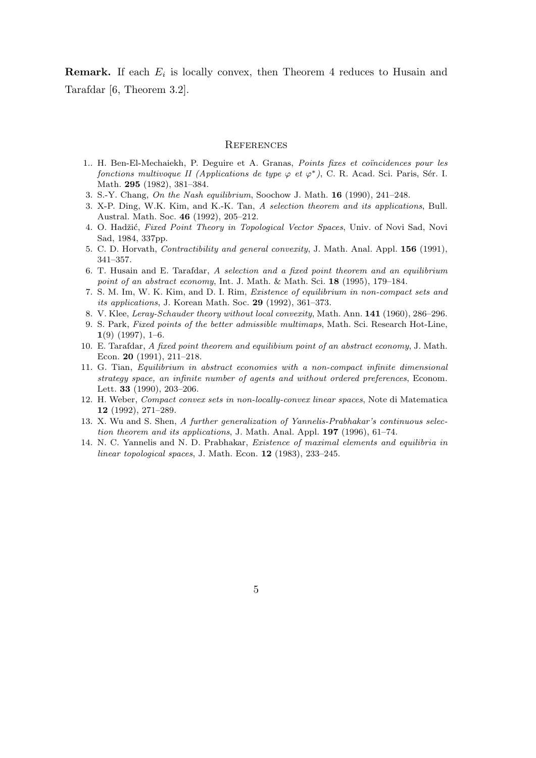**Remark.** If each $E_i$ is locally convex, then Theorem 4 reduces to Husain and Tarafdar [6, Theorem 3.2].

## References

1.. H. Ben-El-Mechaiekh, P. Deguire et A. Granas, *Points fixes et coïncidences pour les fonctions multivoque II (Applications de type $\varphi$ et $\varphi^*$)*, C. R. Acad. Sci. Paris, Sér. I. Math. **295** (1982), 381–384.

3. S.-Y. Chang, *On the Nash equilibrium*, Soochow J. Math. **16** (1990), 241–248.

3. X-P. Ding, W.K. Kim, and K.-K. Tan, *A selection theorem and its applications*, Bull. Austral. Math. Soc. **46** (1992), 205–212.

4. O. Hadžić, *Fixed Point Theory in Topological Vector Spaces*, Univ. of Novi Sad, Novi Sad, 1984, 337pp.

5. C. D. Horvath, *Contractibility and general convexity*, J. Math. Anal. Appl. **156** (1991), 341–357.

6. T. Husain and E. Tarafdar, *A selection and a fixed point theorem and an equilibrium point of an abstract economy*, Int. J. Math. & Math. Sci. **18** (1995), 179–184.

7. S. M. Im, W. K. Kim, and D. I. Rim, *Existence of equilibrium in non-compact sets and its applications*, J. Korean Math. Soc. **29** (1992), 361–373.

8. V. Klee, *Leray-Schauder theory without local convexity*, Math. Ann. **141** (1960), 286–296.

9. S. Park, *Fixed points of the better admissible multimaps*, Math. Sci. Research Hot-Line, **1**(9) (1997), 1–6.

10. E. Tarafdar, *A fixed point theorem and equilibium point of an abstract economy*, J. Math. Econ. **20** (1991), 211–218.

11. G. Tian, *Equilibrium in abstract economies with a non-compact infinite dimensional strategy space, an infinite number of agents and without ordered preferences*, Econom. Lett. **33** (1990), 203–206.

12. H. Weber, *Compact convex sets in non-locally-convex linear spaces*, Note di Matematica **12** (1992), 271–289.

13. X. Wu and S. Shen, *A further generalization of Yannelis-Prabhakar's continuous selection theorem and its applications*, J. Math. Anal. Appl. **197** (1996), 61–74.

14. N. C. Yannelis and N. D. Prabhakar, *Existence of maximal elements and equilibria in linear topological spaces*, J. Math. Econ. **12** (1983), 233–245.